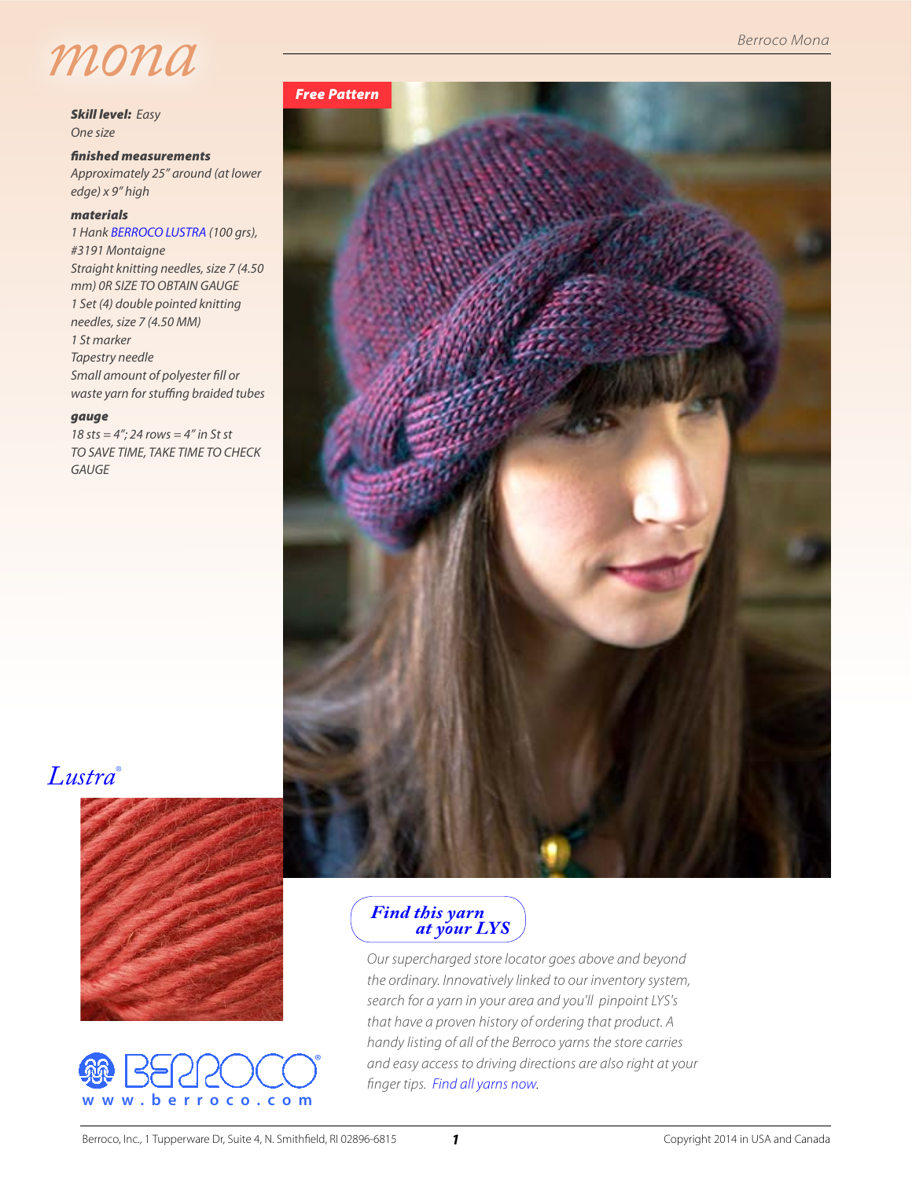# mona

**Skill level:** *Easy*

*One size*

### finished measurements

*Approximately 25" around (at lower edge) x 9" high*

### materials

*1 Hank BERROCO LUSTRA (100 grs), #3191 Montaigne*

*Straight knitting needles, size 7 (4.50 mm) OR SIZE TO OBTAIN GAUGE*

*1 Set (4) double pointed knitting needles, size 7 (4.50 MM)*

*1 St marker*

*Tapestry needle*

*Small amount of polyester fill or waste yarn for stuffing braided tubes*

### gauge

*18 sts = 4"; 24 rows = 4" in St st*

*TO SAVE TIME, TAKE TIME TO CHECK GAUGE*

Free Pattern

Lustra®

www.berroco.com

## Find this yarn at your LYS

*Our supercharged store locator goes above and beyond the ordinary. Innovatively linked to our inventory system, search for a yarn in your area and you'll pinpoint LYS's that have a proven history of ordering that product. A handy listing of all of the Berroco yarns the store carries and easy access to driving directions are also right at your finger tips. Find all yarns now.*

Berroco, Inc., 1 Tupperware Dr, Suite 4, N. Smithfield, RI 02896-6815

Copyright 2014 in USA and Canada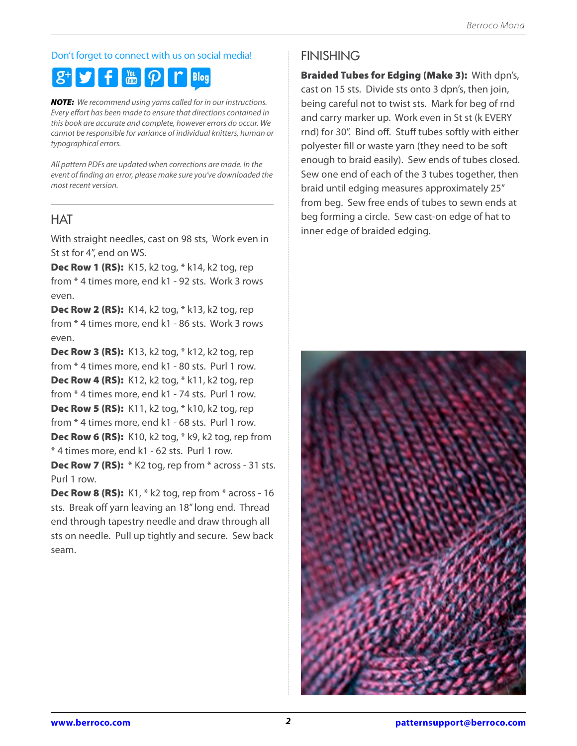Don't forget to connect with us on social media!

***NOTE:*** *We recommend using yarns called for in our instructions. Every effort has been made to ensure that directions contained in this book are accurate and complete, however errors do occur. We cannot be responsible for variance of individual knitters, human or typographical errors.*

*All pattern PDFs are updated when corrections are made. In the event of finding an error, please make sure you've downloaded the most recent version.*

## HAT

With straight needles, cast on 98 sts, Work even in St st for 4", end on WS.

**Dec Row 1 (RS):** K15, k2 tog, * k14, k2 tog, rep from * 4 times more, end k1 - 92 sts. Work 3 rows even.

**Dec Row 2 (RS):** K14, k2 tog, * k13, k2 tog, rep from * 4 times more, end k1 - 86 sts. Work 3 rows even.

**Dec Row 3 (RS):** K13, k2 tog, * k12, k2 tog, rep from * 4 times more, end k1 - 80 sts. Purl 1 row.

**Dec Row 4 (RS):** K12, k2 tog, * k11, k2 tog, rep from * 4 times more, end k1 - 74 sts. Purl 1 row.

**Dec Row 5 (RS):** K11, k2 tog, * k10, k2 tog, rep from * 4 times more, end k1 - 68 sts. Purl 1 row.

**Dec Row 6 (RS):** K10, k2 tog, * k9, k2 tog, rep from * 4 times more, end k1 - 62 sts. Purl 1 row.

**Dec Row 7 (RS):** * K2 tog, rep from * across - 31 sts. Purl 1 row.

**Dec Row 8 (RS):** K1, * k2 tog, rep from * across - 16 sts. Break off yarn leaving an 18" long end. Thread end through tapestry needle and draw through all sts on needle. Pull up tightly and secure. Sew back seam.

## FINISHING

**Braided Tubes for Edging (Make 3):** With dpn's, cast on 15 sts. Divide sts onto 3 dpn's, then join, being careful not to twist sts. Mark for beg of rnd and carry marker up. Work even in St st (k EVERY rnd) for 30". Bind off. Stuff tubes softly with either polyester fill or waste yarn (they need to be soft enough to braid easily). Sew ends of tubes closed. Sew one end of each of the 3 tubes together, then braid until edging measures approximately 25" from beg. Sew free ends of tubes to sewn ends at beg forming a circle. Sew cast-on edge of hat to inner edge of braided edging.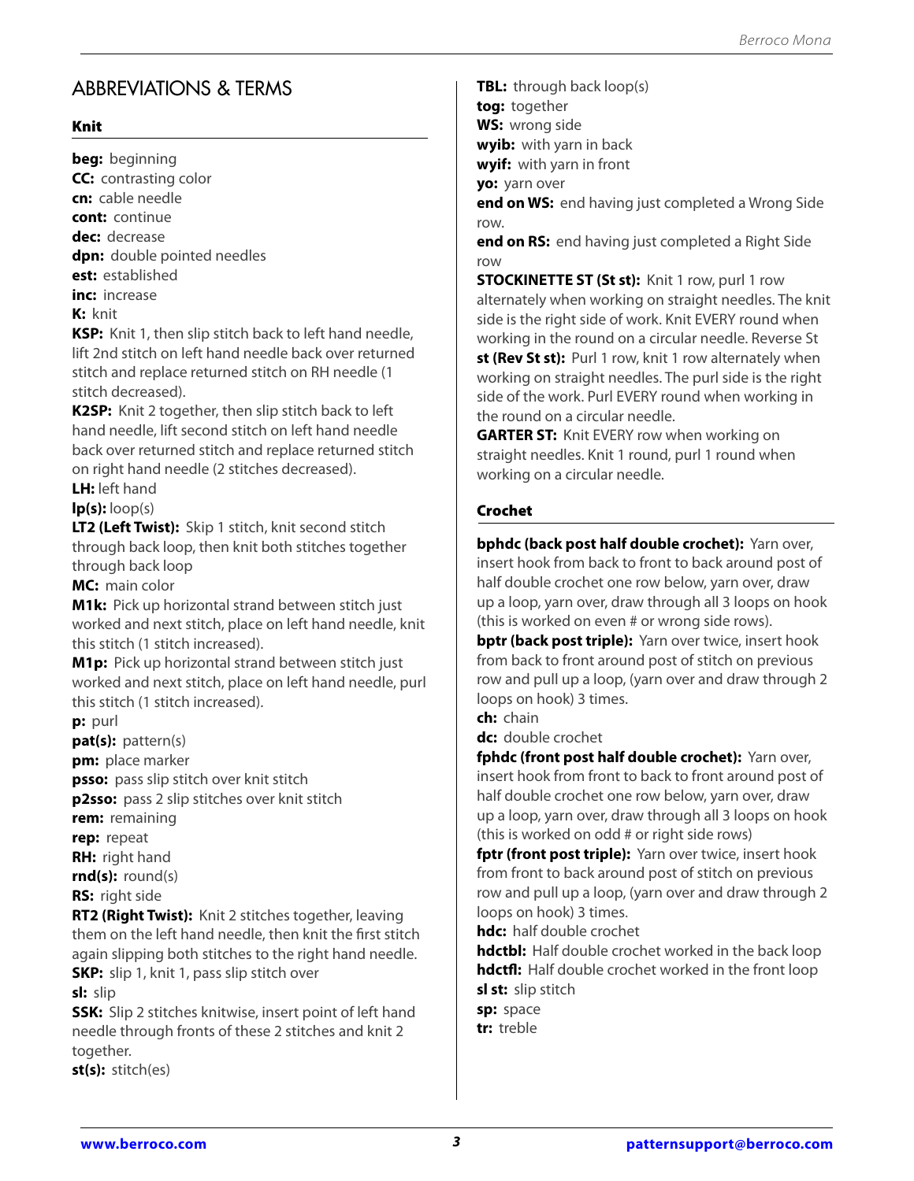# ABBREVIATIONS & TERMS

## Knit

**beg:** beginning
**CC:** contrasting color
**cn:** cable needle
**cont:** continue
**dec:** decrease
**dpn:** double pointed needles
**est:** established
**inc:** increase
**K:** knit
**KSP:** Knit 1, then slip stitch back to left hand needle, lift 2nd stitch on left hand needle back over returned stitch and replace returned stitch on RH needle (1 stitch decreased).
**K2SP:** Knit 2 together, then slip stitch back to left hand needle, lift second stitch on left hand needle back over returned stitch and replace returned stitch on right hand needle (2 stitches decreased).
**LH:** left hand
**lp(s):** loop(s)
**LT2 (Left Twist):** Skip 1 stitch, knit second stitch through back loop, then knit both stitches together through back loop
**MC:** main color
**M1k:** Pick up horizontal strand between stitch just worked and next stitch, place on left hand needle, knit this stitch (1 stitch increased).
**M1p:** Pick up horizontal strand between stitch just worked and next stitch, place on left hand needle, purl this stitch (1 stitch increased).
**p:** purl
**pat(s):** pattern(s)
**pm:** place marker
**psso:** pass slip stitch over knit stitch
**p2sso:** pass 2 slip stitches over knit stitch
**rem:** remaining
**rep:** repeat
**RH:** right hand
**rnd(s):** round(s)
**RS:** right side
**RT2 (Right Twist):** Knit 2 stitches together, leaving them on the left hand needle, then knit the first stitch again slipping both stitches to the right hand needle.
**SKP:** slip 1, knit 1, pass slip stitch over
**sl:** slip
**SSK:** Slip 2 stitches knitwise, insert point of left hand needle through fronts of these 2 stitches and knit 2 together.
**st(s):** stitch(es)
**TBL:** through back loop(s)
**tog:** together
**WS:** wrong side
**wyib:** with yarn in back
**wyif:** with yarn in front
**yo:** yarn over
**end on WS:** end having just completed a Wrong Side row.
**end on RS:** end having just completed a Right Side row
**STOCKINETTE ST (St st):** Knit 1 row, purl 1 row alternately when working on straight needles. The knit side is the right side of work. Knit EVERY round when working in the round on a circular needle. Reverse St st (Rev St st): Purl 1 row, knit 1 row alternately when working on straight needles. The purl side is the right side of the work. Purl EVERY round when working in the round on a circular needle.
**GARTER ST:** Knit EVERY row when working on straight needles. Knit 1 round, purl 1 round when working on a circular needle.

## Crochet

**bphdc (back post half double crochet):** Yarn over, insert hook from back to front to back around post of half double crochet one row below, yarn over, draw up a loop, yarn over, draw through all 3 loops on hook (this is worked on even # or wrong side rows).
**bptr (back post triple):** Yarn over twice, insert hook from back to front around post of stitch on previous row and pull up a loop, (yarn over and draw through 2 loops on hook) 3 times.
**ch:** chain
**dc:** double crochet
**fphdc (front post half double crochet):** Yarn over, insert hook from front to back to front around post of half double crochet one row below, yarn over, draw up a loop, yarn over, draw through all 3 loops on hook (this is worked on odd # or right side rows)
**fptr (front post triple):** Yarn over twice, insert hook from front to back around post of stitch on previous row and pull up a loop, (yarn over and draw through 2 loops on hook) 3 times.
**hdc:** half double crochet
**hdctbl:** Half double crochet worked in the back loop
**hdctfl:** Half double crochet worked in the front loop
**sl st:** slip stitch
**sp:** space
**tr:** treble